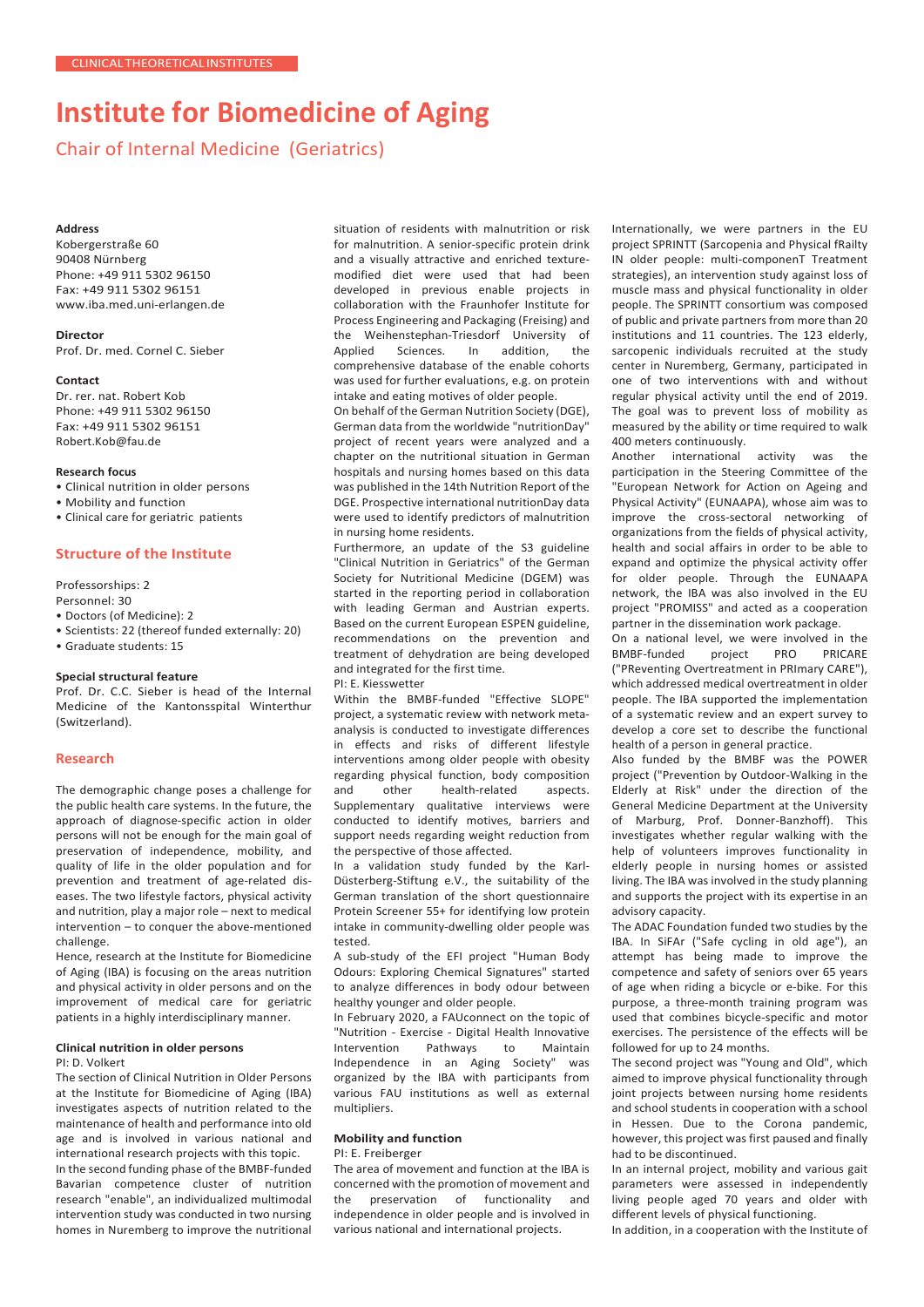CLINICAL THEORETICAL INSTITUTES

# Institute for Biomedicine of Aging

## Chair of Internal Medicine (Geriatrics)

**Address**
Kobergerstraße 60
90408 Nürnberg
Phone: +49 911 5302 96150
Fax: +49 911 5302 96151
www.iba.med.uni-erlangen.de

**Director**
Prof. Dr. med. Cornel C. Sieber

**Contact**
Dr. rer. nat. Robert Kob
Phone: +49 911 5302 96150
Fax: +49 911 5302 96151
Robert.Kob@fau.de

**Research focus**
- Clinical nutrition in older persons
- Mobility and function
- Clinical care for geriatric patients

## Structure of the Institute

Professorships: 2
Personnel: 30
- Doctors (of Medicine): 2
- Scientists: 22 (thereof funded externally: 20)
- Graduate students: 15

**Special structural feature**
Prof. Dr. C.C. Sieber is head of the Internal Medicine of the Kantonsspital Winterthur (Switzerland).

## Research

The demographic change poses a challenge for the public health care systems. In the future, the approach of diagnose-specific action in older persons will not be enough for the main goal of preservation of independence, mobility, and quality of life in the older population and for prevention and treatment of age-related diseases. The two lifestyle factors, physical activity and nutrition, play a major role – next to medical intervention – to conquer the above-mentioned challenge.

Hence, research at the Institute for Biomedicine of Aging (IBA) is focusing on the areas nutrition and physical activity in older persons and on the improvement of medical care for geriatric patients in a highly interdisciplinary manner.

### Clinical nutrition in older persons

PI: D. Volkert

The section of Clinical Nutrition in Older Persons at the Institute for Biomedicine of Aging (IBA) investigates aspects of nutrition related to the maintenance of health and performance into old age and is involved in various national and international research projects with this topic.

In the second funding phase of the BMBF-funded Bavarian competence cluster of nutrition research "enable", an individualized multimodal intervention study was conducted in two nursing homes in Nuremberg to improve the nutritional situation of residents with malnutrition or risk for malnutrition. A senior-specific protein drink and a visually attractive and enriched texture-modified diet were used that had been developed in previous enable projects in collaboration with the Fraunhofer Institute for Process Engineering and Packaging (Freising) and the Weihenstephan-Triesdorf University of Applied Sciences. In addition, the comprehensive database of the enable cohorts was used for further evaluations, e.g. on protein intake and eating motives of older people.

On behalf of the German Nutrition Society (DGE), German data from the worldwide "nutritionDay" project of recent years were analyzed and a chapter on the nutritional situation in German hospitals and nursing homes based on this data was published in the 14th Nutrition Report of the DGE. Prospective international nutritionDay data were used to identify predictors of malnutrition in nursing home residents.

Furthermore, an update of the S3 guideline "Clinical Nutrition in Geriatrics" of the German Society for Nutritional Medicine (DGEM) was started in the reporting period in collaboration with leading German and Austrian experts. Based on the current European ESPEN guideline, recommendations on the prevention and treatment of dehydration are being developed and integrated for the first time.

PI: E. Kiesswetter

Within the BMBF-funded "Effective SLOPE" project, a systematic review with network meta-analysis is conducted to investigate differences in effects and risks of different lifestyle interventions among older people with obesity regarding physical function, body composition and other health-related aspects. Supplementary qualitative interviews were conducted to identify motives, barriers and support needs regarding weight reduction from the perspective of those affected.

In a validation study funded by the Karl-Düsterberg-Stiftung e.V., the suitability of the German translation of the short questionnaire Protein Screener 55+ for identifying low protein intake in community-dwelling older people was tested.

A sub-study of the EFI project "Human Body Odours: Exploring Chemical Signatures" started to analyze differences in body odour between healthy younger and older people.

In February 2020, a FAUconnect on the topic of "Nutrition - Exercise - Digital Health Innovative Intervention Pathways to Maintain Independence in an Aging Society" was organized by the IBA with participants from various FAU institutions as well as external multipliers.

### Mobility and function

PI: E. Freiberger

The area of movement and function at the IBA is concerned with the promotion of movement and the preservation of functionality and independence in older people and is involved in various national and international projects.

Internationally, we were partners in the EU project SPRINTT (Sarcopenia and Physical fRailty IN older people: multi-componenT Treatment strategies), an intervention study against loss of muscle mass and physical functionality in older people. The SPRINTT consortium was composed of public and private partners from more than 20 institutions and 11 countries. The 123 elderly, sarcopenic individuals recruited at the study center in Nuremberg, Germany, participated in one of two interventions with and without regular physical activity until the end of 2019. The goal was to prevent loss of mobility as measured by the ability or time required to walk 400 meters continuously.

Another international activity was the participation in the Steering Committee of the "European Network for Action on Ageing and Physical Activity" (EUNAAPA), whose aim was to improve the cross-sectoral networking of organizations from the fields of physical activity, health and social affairs in order to be able to expand and optimize the physical activity offer for older people. Through the EUNAAPA network, the IBA was also involved in the EU project "PROMISS" and acted as a cooperation partner in the dissemination work package.

On a national level, we were involved in the BMBF-funded project PRO PRICARE ("PReventing Overtreatment in PRImary CARE"), which addressed medical overtreatment in older people. The IBA supported the implementation of a systematic review and an expert survey to develop a core set to describe the functional health of a person in general practice.

Also funded by the BMBF was the POWER project ("Prevention by Outdoor-Walking in the Elderly at Risk" under the direction of the General Medicine Department at the University of Marburg, Prof. Donner-Banzhoff). This investigates whether regular walking with the help of volunteers improves functionality in elderly people in nursing homes or assisted living. The IBA was involved in the study planning and supports the project with its expertise in an advisory capacity.

The ADAC Foundation funded two studies by the IBA. In SiFAr ("Safe cycling in old age"), an attempt has being made to improve the competence and safety of seniors over 65 years of age when riding a bicycle or e-bike. For this purpose, a three-month training program was used that combines bicycle-specific and motor exercises. The persistence of the effects will be followed for up to 24 months.

The second project was "Young and Old", which aimed to improve physical functionality through joint projects between nursing home residents and school students in cooperation with a school in Hessen. Due to the Corona pandemic, however, this project was first paused and finally had to be discontinued.

In an internal project, mobility and various gait parameters were assessed in independently living people aged 70 years and older with different levels of physical functioning.

In addition, in a cooperation with the Institute of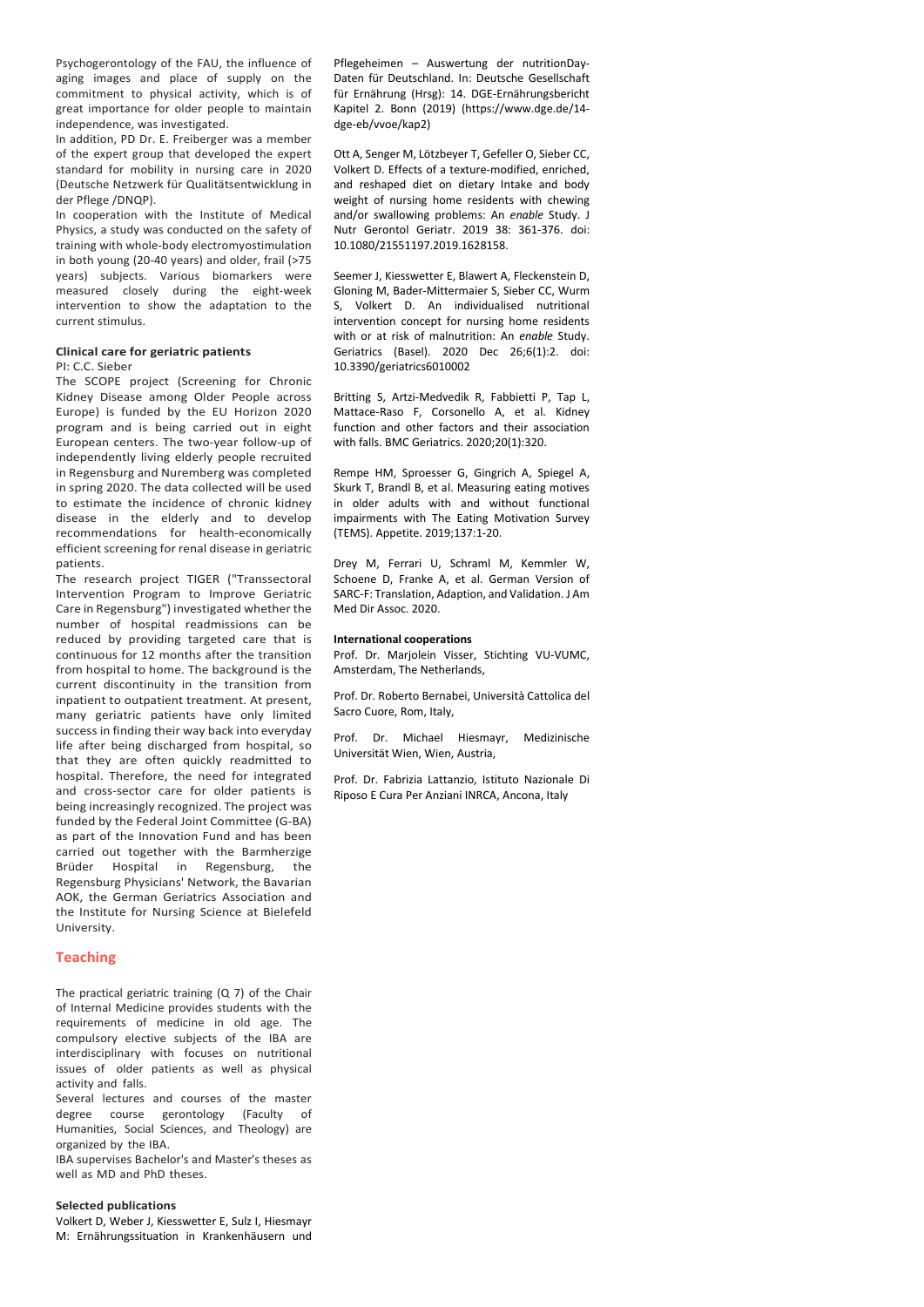Psychogerontology of the FAU, the influence of aging images and place of supply on the commitment to physical activity, which is of great importance for older people to maintain independence, was investigated.

In addition, PD Dr. E. Freiberger was a member of the expert group that developed the expert standard for mobility in nursing care in 2020 (Deutsche Netzwerk für Qualitätsentwicklung in der Pflege /DNQP).

In cooperation with the Institute of Medical Physics, a study was conducted on the safety of training with whole-body electromyostimulation in both young (20-40 years) and older, frail (>75 years) subjects. Various biomarkers were measured closely during the eight-week intervention to show the adaptation to the current stimulus.

**Clinical care for geriatric patients**

PI: C.C. Sieber

The SCOPE project (Screening for Chronic Kidney Disease among Older People across Europe) is funded by the EU Horizon 2020 program and is being carried out in eight European centers. The two-year follow-up of independently living elderly people recruited in Regensburg and Nuremberg was completed in spring 2020. The data collected will be used to estimate the incidence of chronic kidney disease in the elderly and to develop recommendations for health-economically efficient screening for renal disease in geriatric patients.

The research project TIGER ("Transsectoral Intervention Program to Improve Geriatric Care in Regensburg") investigated whether the number of hospital readmissions can be reduced by providing targeted care that is continuous for 12 months after the transition from hospital to home. The background is the current discontinuity in the transition from inpatient to outpatient treatment. At present, many geriatric patients have only limited success in finding their way back into everyday life after being discharged from hospital, so that they are often quickly readmitted to hospital. Therefore, the need for integrated and cross-sector care for older patients is being increasingly recognized. The project was funded by the Federal Joint Committee (G-BA) as part of the Innovation Fund and has been carried out together with the Barmherzige Brüder Hospital in Regensburg, the Regensburg Physicians' Network, the Bavarian AOK, the German Geriatrics Association and the Institute for Nursing Science at Bielefeld University.

## Teaching

The practical geriatric training (Q 7) of the Chair of Internal Medicine provides students with the requirements of medicine in old age. The compulsory elective subjects of the IBA are interdisciplinary with focuses on nutritional issues of older patients as well as physical activity and falls.

Several lectures and courses of the master degree course gerontology (Faculty of Humanities, Social Sciences, and Theology) are organized by the IBA.

IBA supervises Bachelor's and Master's theses as well as MD and PhD theses.

**Selected publications**

Volkert D, Weber J, Kiesswetter E, Sulz I, Hiesmayr M: Ernährungssituation in Krankenhäusern und Pflegeheimen – Auswertung der nutritionDay-Daten für Deutschland. In: Deutsche Gesellschaft für Ernährung (Hrsg): 14. DGE-Ernährungsbericht Kapitel 2. Bonn (2019) (https://www.dge.de/14-dge-eb/vvoe/kap2)

Ott A, Senger M, Lötzbeyer T, Gefeller O, Sieber CC, Volkert D. Effects of a texture-modified, enriched, and reshaped diet on dietary Intake and body weight of nursing home residents with chewing and/or swallowing problems: An *enable* Study. J Nutr Gerontol Geriatr. 2019 38: 361-376. doi: 10.1080/21551197.2019.1628158.

Seemer J, Kiesswetter E, Blawert A, Fleckenstein D, Gloning M, Bader-Mittermaier S, Sieber CC, Wurm S, Volkert D. An individualised nutritional intervention concept for nursing home residents with or at risk of malnutrition: An *enable* Study. Geriatrics (Basel). 2020 Dec 26;6(1):2. doi: 10.3390/geriatrics6010002

Britting S, Artzi-Medvedik R, Fabbietti P, Tap L, Mattace-Raso F, Corsonello A, et al. Kidney function and other factors and their association with falls. BMC Geriatrics. 2020;20(1):320.

Rempe HM, Sproesser G, Gingrich A, Spiegel A, Skurk T, Brandl B, et al. Measuring eating motives in older adults with and without functional impairments with The Eating Motivation Survey (TEMS). Appetite. 2019;137:1-20.

Drey M, Ferrari U, Schraml M, Kemmler W, Schoene D, Franke A, et al. German Version of SARC-F: Translation, Adaption, and Validation. J Am Med Dir Assoc. 2020.

**International cooperations**

Prof. Dr. Marjolein Visser, Stichting VU-VUMC, Amsterdam, The Netherlands,

Prof. Dr. Roberto Bernabei, Università Cattolica del Sacro Cuore, Rom, Italy,

Prof. Dr. Michael Hiesmayr, Medizinische Universität Wien, Wien, Austria,

Prof. Dr. Fabrizia Lattanzio, Istituto Nazionale Di Riposo E Cura Per Anziani INRCA, Ancona, Italy